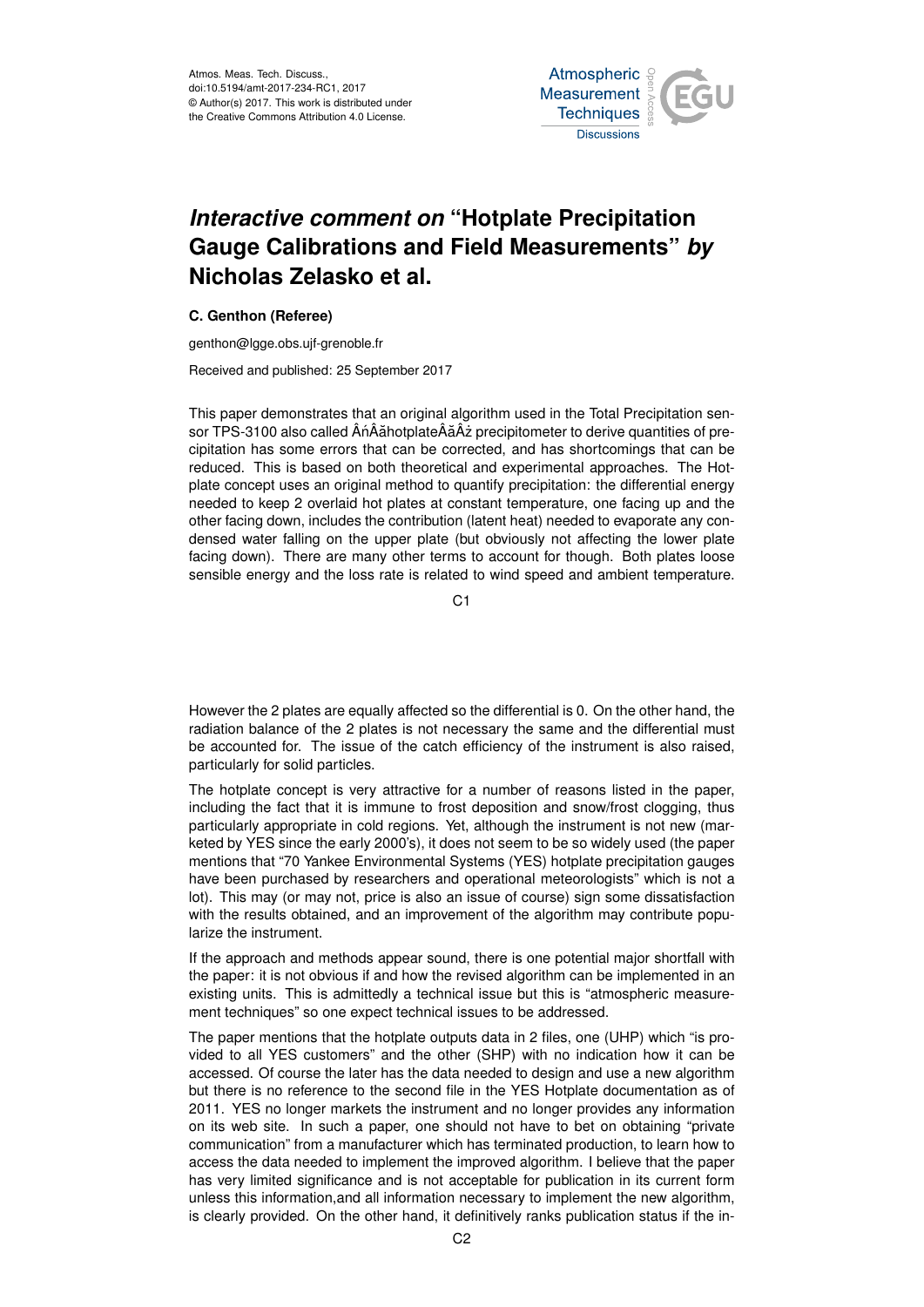Atmos. Meas. Tech. Discuss.,
doi:10.5194/amt-2017-234-RC1, 2017
© Author(s) 2017. This work is distributed under
the Creative Commons Attribution 4.0 License.

# *Interactive comment on* "Hotplate Precipitation Gauge Calibrations and Field Measurements" *by* Nicholas Zelasko et al.

**C. Genthon (Referee)**

genthon@lgge.obs.ujf-grenoble.fr

Received and published: 25 September 2017

This paper demonstrates that an original algorithm used in the Total Precipitation sensor TPS-3100 also called ÂńÂăhotplateÂăÂż precipitometer to derive quantities of precipitation has some errors that can be corrected, and has shortcomings that can be reduced. This is based on both theoretical and experimental approaches. The Hotplate concept uses an original method to quantify precipitation: the differential energy needed to keep 2 overlaid hot plates at constant temperature, one facing up and the other facing down, includes the contribution (latent heat) needed to evaporate any condensed water falling on the upper plate (but obviously not affecting the lower plate facing down). There are many other terms to account for though. Both plates loose sensible energy and the loss rate is related to wind speed and ambient temperature. However the 2 plates are equally affected so the differential is 0. On the other hand, the radiation balance of the 2 plates is not necessary the same and the differential must be accounted for. The issue of the catch efficiency of the instrument is also raised, particularly for solid particles.

The hotplate concept is very attractive for a number of reasons listed in the paper, including the fact that it is immune to frost deposition and snow/frost clogging, thus particularly appropriate in cold regions. Yet, although the instrument is not new (marketed by YES since the early 2000's), it does not seem to be so widely used (the paper mentions that "70 Yankee Environmental Systems (YES) hotplate precipitation gauges have been purchased by researchers and operational meteorologists" which is not a lot). This may (or may not, price is also an issue of course) sign some dissatisfaction with the results obtained, and an improvement of the algorithm may contribute popularize the instrument.

If the approach and methods appear sound, there is one potential major shortfall with the paper: it is not obvious if and how the revised algorithm can be implemented in an existing units. This is admittedly a technical issue but this is "atmospheric measurement techniques" so one expect technical issues to be addressed.

The paper mentions that the hotplate outputs data in 2 files, one (UHP) which "is provided to all YES customers" and the other (SHP) with no indication how it can be accessed. Of course the later has the data needed to design and use a new algorithm but there is no reference to the second file in the YES Hotplate documentation as of 2011. YES no longer markets the instrument and no longer provides any information on its web site. In such a paper, one should not have to bet on obtaining "private communication" from a manufacturer which has terminated production, to learn how to access the data needed to implement the improved algorithm. I believe that the paper has very limited significance and is not acceptable for publication in its current form unless this information,and all information necessary to implement the new algorithm, is clearly provided. On the other hand, it definitively ranks publication status if the in-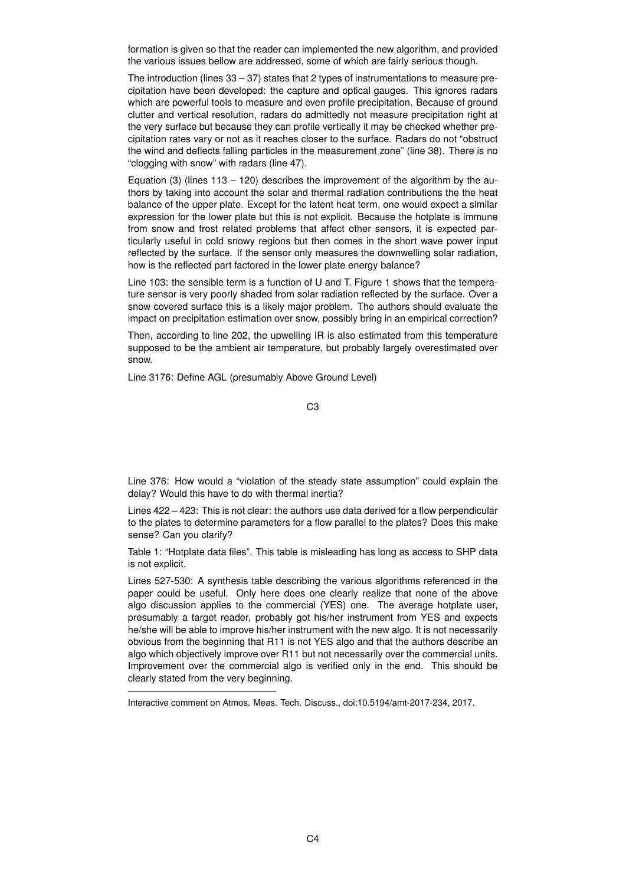formation is given so that the reader can implemented the new algorithm, and provided the various issues bellow are addressed, some of which are fairly serious though.

The introduction (lines 33 – 37) states that 2 types of instrumentations to measure precipitation have been developed: the capture and optical gauges. This ignores radars which are powerful tools to measure and even profile precipitation. Because of ground clutter and vertical resolution, radars do admittedly not measure precipitation right at the very surface but because they can profile vertically it may be checked whether precipitation rates vary or not as it reaches closer to the surface. Radars do not "obstruct the wind and deflects falling particles in the measurement zone" (line 38). There is no "clogging with snow" with radars (line 47).

Equation (3) (lines 113 – 120) describes the improvement of the algorithm by the authors by taking into account the solar and thermal radiation contributions the the heat balance of the upper plate. Except for the latent heat term, one would expect a similar expression for the lower plate but this is not explicit. Because the hotplate is immune from snow and frost related problems that affect other sensors, it is expected particularly useful in cold snowy regions but then comes in the short wave power input reflected by the surface. If the sensor only measures the downwelling solar radiation, how is the reflected part factored in the lower plate energy balance?

Line 103: the sensible term is a function of U and T. Figure 1 shows that the temperature sensor is very poorly shaded from solar radiation reflected by the surface. Over a snow covered surface this is a likely major problem. The authors should evaluate the impact on precipitation estimation over snow, possibly bring in an empirical correction?

Then, according to line 202, the upwelling IR is also estimated from this temperature supposed to be the ambient air temperature, but probably largely overestimated over snow.

Line 3176: Define AGL (presumably Above Ground Level)

Line 376: How would a "violation of the steady state assumption" could explain the delay? Would this have to do with thermal inertia?

Lines 422 – 423: This is not clear: the authors use data derived for a flow perpendicular to the plates to determine parameters for a flow parallel to the plates? Does this make sense? Can you clarify?

Table 1: "Hotplate data files". This table is misleading has long as access to SHP data is not explicit.

Lines 527-530: A synthesis table describing the various algorithms referenced in the paper could be useful. Only here does one clearly realize that none of the above algo discussion applies to the commercial (YES) one. The average hotplate user, presumably a target reader, probably got his/her instrument from YES and expects he/she will be able to improve his/her instrument with the new algo. It is not necessarily obvious from the beginning that R11 is not YES algo and that the authors describe an algo which objectively improve over R11 but not necessarily over the commercial units. Improvement over the commercial algo is verified only in the end. This should be clearly stated from the very beginning.

---

Interactive comment on Atmos. Meas. Tech. Discuss., doi:10.5194/amt-2017-234, 2017.